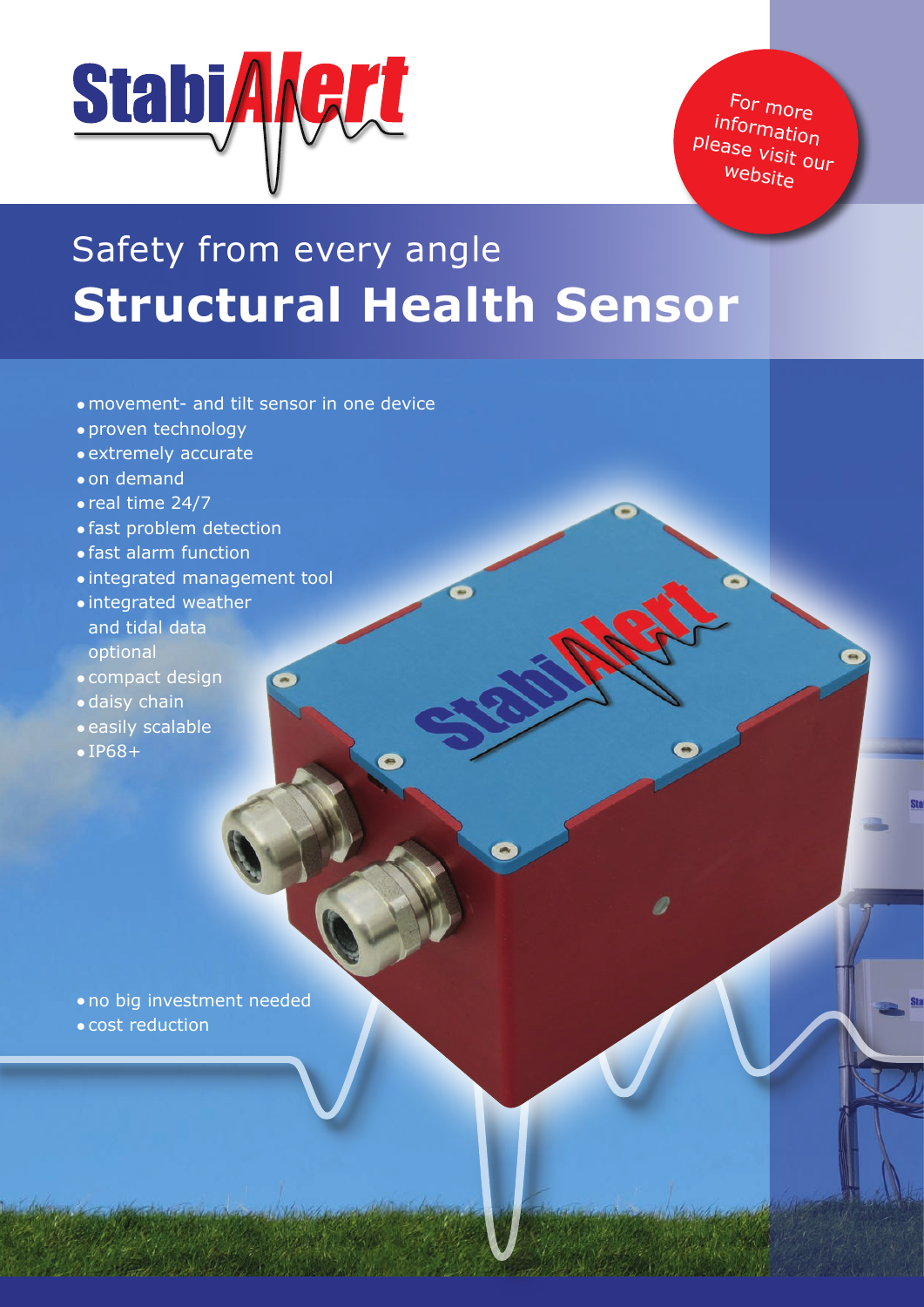StabiAlert

For more information please visit our website

Safety from every angle

# Structural Health Sensor

- movement- and tilt sensor in one device
- proven technology
- extremely accurate
- on demand
- real time 24/7
- fast problem detection
- fast alarm function
- integrated management tool
- integrated weather and tidal data optional
- compact design
- daisy chain
- easily scalable
- IP68+

- no big investment needed
- cost reduction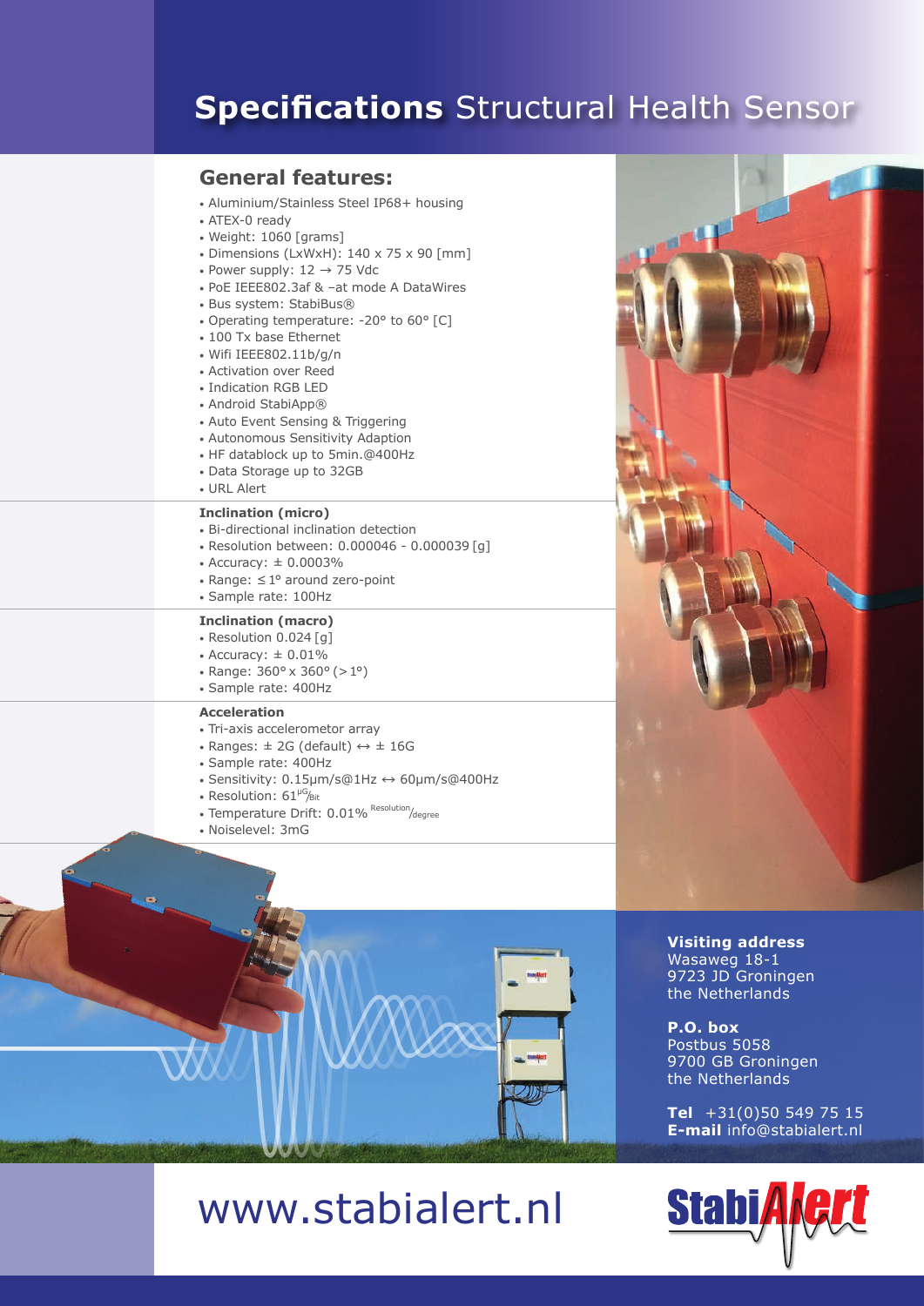# **Specifications** Structural Health Sensor

## General features:

- Aluminium/Stainless Steel IP68+ housing
- ATEX-0 ready
- Weight: 1060 [grams]
- Dimensions (LxWxH): 140 x 75 x 90 [mm]
- Power supply: 12 → 75 Vdc
- PoE IEEE802.3af & –at mode A DataWires
- Bus system: StabiBus®
- Operating temperature: -20° to 60° [C]
- 100 Tx base Ethernet
- Wifi IEEE802.11b/g/n
- Activation over Reed
- Indication RGB LED
- Android StabiApp®
- Auto Event Sensing & Triggering
- Autonomous Sensitivity Adaption
- HF datablock up to 5min.@400Hz
- Data Storage up to 32GB
- URL Alert

### Inclination (micro)

- Bi-directional inclination detection
- Resolution between: 0.000046 - 0.000039 [g]
- Accuracy: ± 0.0003%
- Range: ≤ 1° around zero-point
- Sample rate: 100Hz

### Inclination (macro)

- Resolution 0.024 [g]
- Accuracy: ± 0.01%
- Range: 360° x 360° (> 1°)
- Sample rate: 400Hz

### Acceleration

- Tri-axis accelerometer array
- Ranges: ± 2G (default) ↔ ± 16G
- Sample rate: 400Hz
- Sensitivity: 0.15μm/s@1Hz ↔ 60μm/s@400Hz
- Resolution: $61^{\mu G}/_{bit}$
- Temperature Drift: 0.01% $^{Resolution}/_{degree}$
- Noiselevel: 3mG

**Visiting address**
Wasaweg 18-1
9723 JD Groningen
the Netherlands

**P.O. box**
Postbus 5058
9700 GB Groningen
the Netherlands

**Tel** +31(0)50 549 75 15
**E-mail** info@stabialert.nl

www.stabialert.nl

StabiAlert